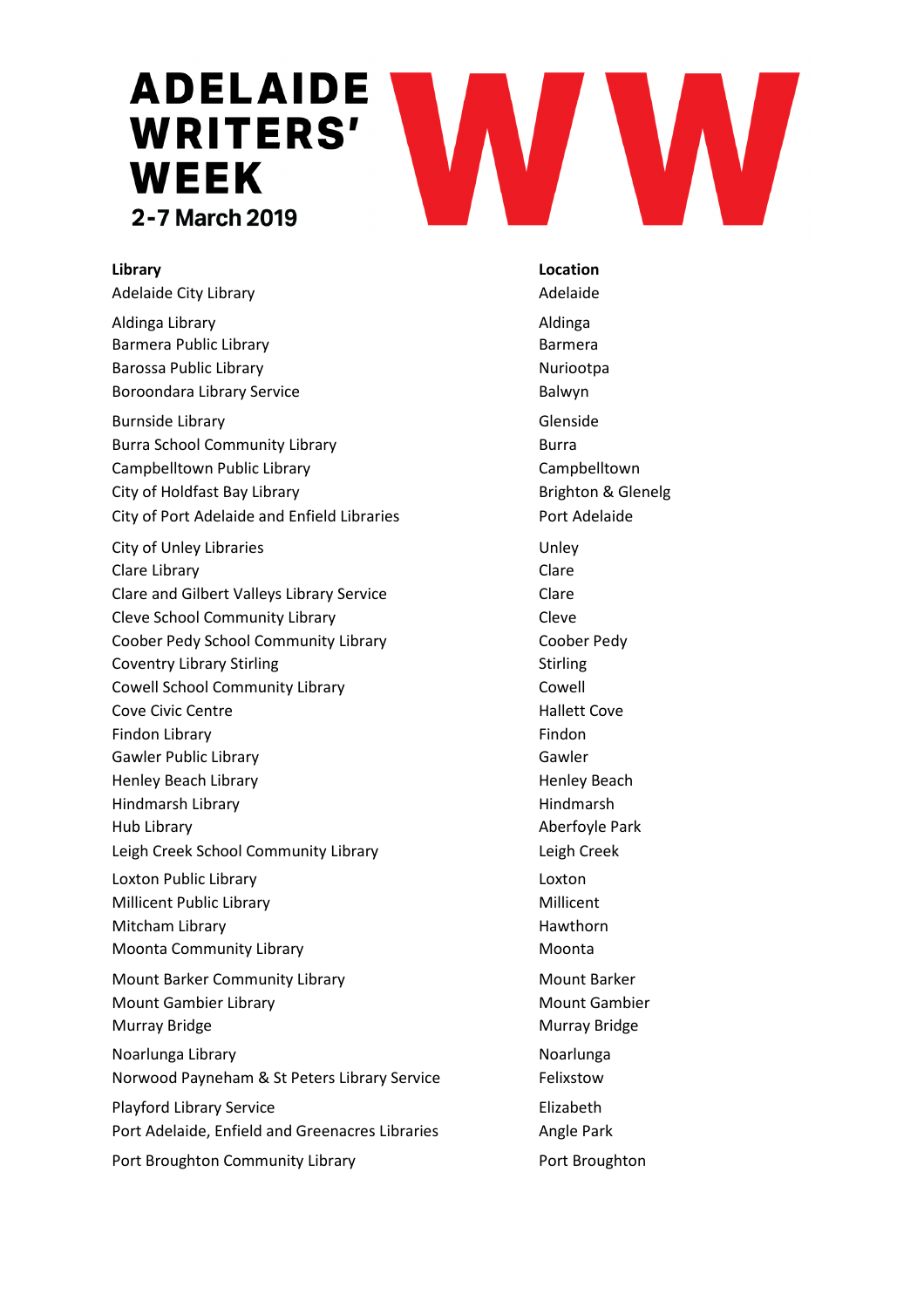# ADELAIDE WRITERS' WEEK

**2-7 March 2019**

| Library | Location |
| --- | --- |
| Adelaide City Library | Adelaide |
| Aldinga Library | Aldinga |
| Barmera Public Library | Barmera |
| Barossa Public Library | Nuriootpa |
| Boroondara Library Service | Balwyn |
| Burnside Library | Glenside |
| Burra School Community Library | Burra |
| Campbelltown Public Library | Campbelltown |
| City of Holdfast Bay Library | Brighton & Glenelg |
| City of Port Adelaide and Enfield Libraries | Port Adelaide |
| City of Unley Libraries | Unley |
| Clare Library | Clare |
| Clare and Gilbert Valleys Library Service | Clare |
| Cleve School Community Library | Cleve |
| Coober Pedy School Community Library | Coober Pedy |
| Coventry Library Stirling | Stirling |
| Cowell School Community Library | Cowell |
| Cove Civic Centre | Hallett Cove |
| Findon Library | Findon |
| Gawler Public Library | Gawler |
| Henley Beach Library | Henley Beach |
| Hindmarsh Library | Hindmarsh |
| Hub Library | Aberfoyle Park |
| Leigh Creek School Community Library | Leigh Creek |
| Loxton Public Library | Loxton |
| Millicent Public Library | Millicent |
| Mitcham Library | Hawthorn |
| Moonta Community Library | Moonta |
| Mount Barker Community Library | Mount Barker |
| Mount Gambier Library | Mount Gambier |
| Murray Bridge | Murray Bridge |
| Noarlunga Library | Noarlunga |
| Norwood Payneham & St Peters Library Service | Felixstow |
| Playford Library Service | Elizabeth |
| Port Adelaide, Enfield and Greenacres Libraries | Angle Park |
| Port Broughton Community Library | Port Broughton |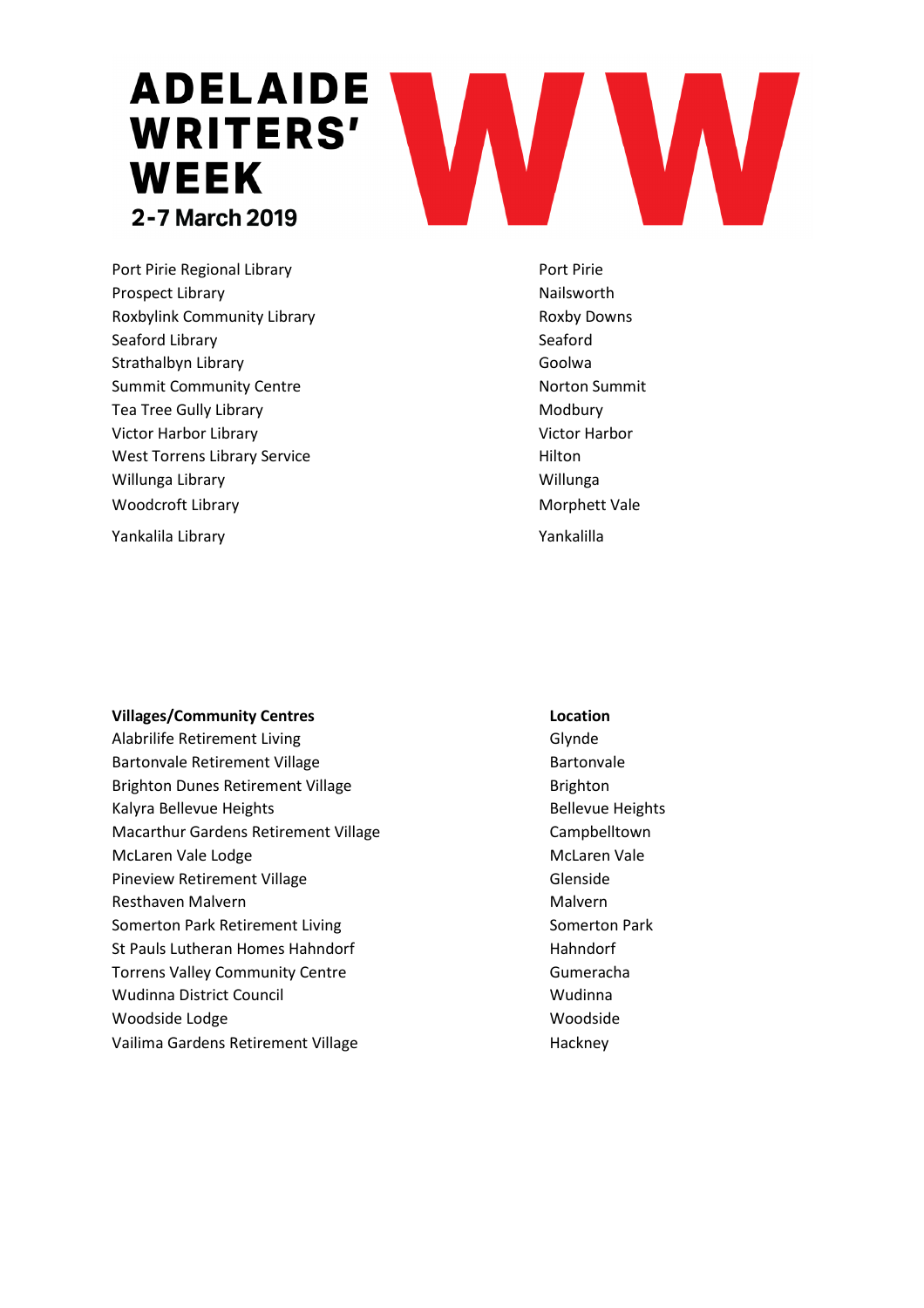# ADELAIDE WRITERS' WEEK

2-7 March 2019

| | |
|---|---|
| Port Pirie Regional Library | Port Pirie |
| Prospect Library | Nailsworth |
| Roxbylink Community Library | Roxby Downs |
| Seaford Library | Seaford |
| Strathalbyn Library | Goolwa |
| Summit Community Centre | Norton Summit |
| Tea Tree Gully Library | Modbury |
| Victor Harbor Library | Victor Harbor |
| West Torrens Library Service | Hilton |
| Willunga Library | Willunga |
| Woodcroft Library | Morphett Vale |
| Yankalila Library | Yankalilla |

| **Villages/Community Centres** | **Location** |
|---|---|
| Alabrilife Retirement Living | Glynde |
| Bartonvale Retirement Village | Bartonvale |
| Brighton Dunes Retirement Village | Brighton |
| Kalyra Bellevue Heights | Bellevue Heights |
| Macarthur Gardens Retirement Village | Campbelltown |
| McLaren Vale Lodge | McLaren Vale |
| Pineview Retirement Village | Glenside |
| Resthaven Malvern | Malvern |
| Somerton Park Retirement Living | Somerton Park |
| St Pauls Lutheran Homes Hahndorf | Hahndorf |
| Torrens Valley Community Centre | Gumeracha |
| Wudinna District Council | Wudinna |
| Woodside Lodge | Woodside |
| Vailima Gardens Retirement Village | Hackney |